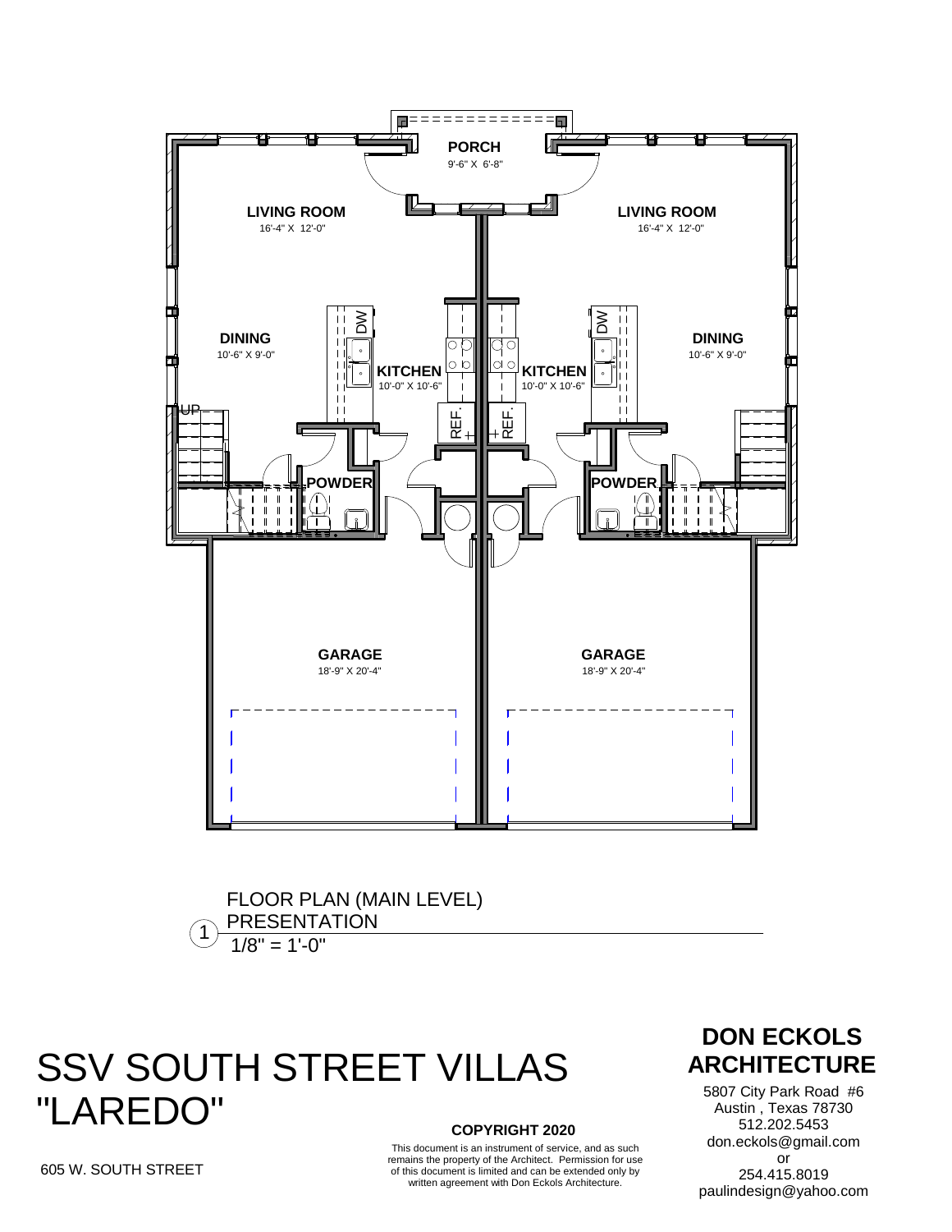PORCH
9'-6" X 6'-8"

LIVING ROOM
16'-4" X 12'-0"

LIVING ROOM
16'-4" X 12'-0"

DINING
10'-6" X 9'-0"

DW

KITCHEN
10'-0" X 10'-6"

KITCHEN
10'-0" X 10'-6"

DW

DINING
10'-6" X 9'-0"

UP

REF.

REF.

POWDER

POWDER

GARAGE
18'-9" X 20'-4"

GARAGE
18'-9" X 20'-4"

1 FLOOR PLAN (MAIN LEVEL) PRESENTATION
1/8" = 1'-0"

# SSV SOUTH STREET VILLAS "LAREDO"

605 W. SOUTH STREET

**COPYRIGHT 2020**

This document is an instrument of service, and as such remains the property of the Architect. Permission for use of this document is limited and can be extended only by written agreement with Don Eckols Architecture.

## DON ECKOLS ARCHITECTURE

5807 City Park Road #6
Austin , Texas 78730
512.202.5453
don.eckols@gmail.com
or
254.415.8019
paulindesign@yahoo.com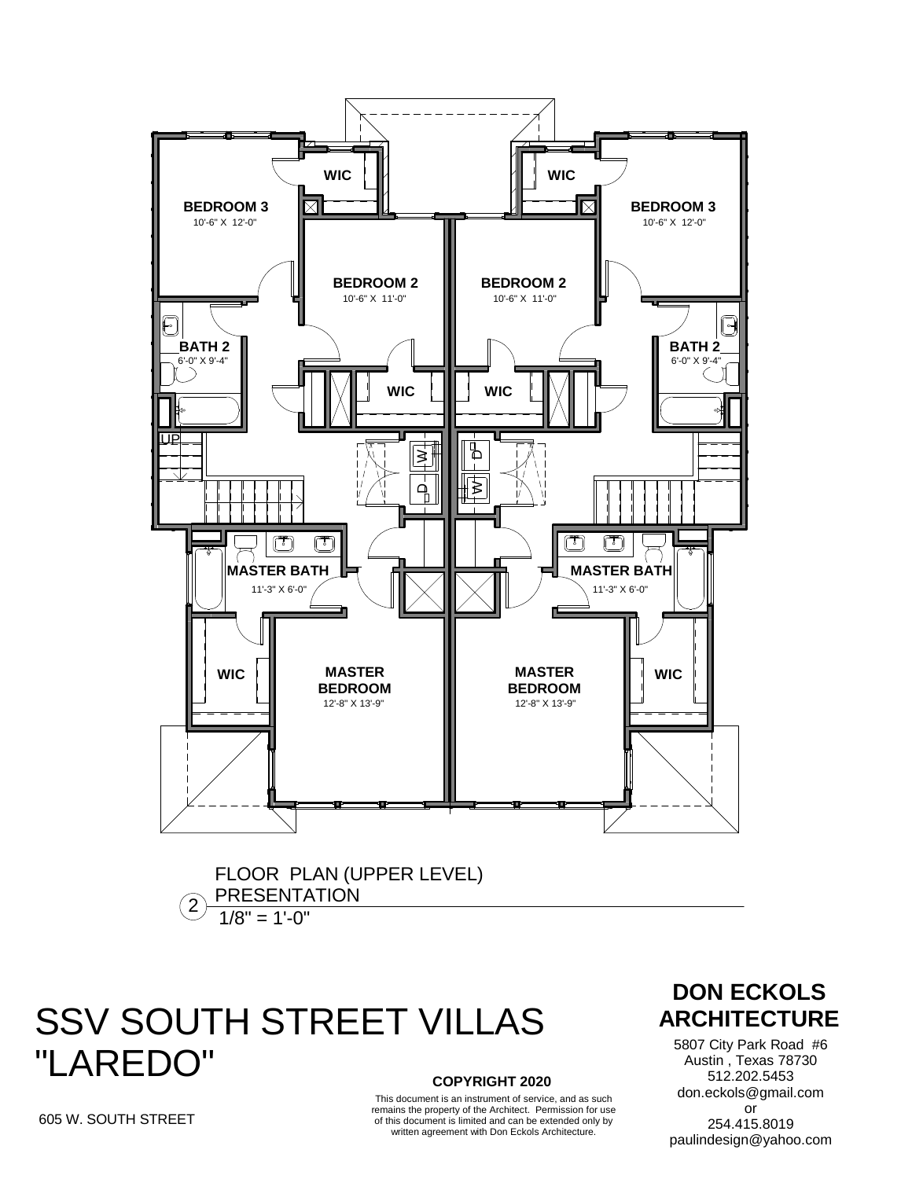BEDROOM 3
10'-6" X 12'-0"

WIC

BEDROOM 2
10'-6" X 11'-0"

BEDROOM 2
10'-6" X 11'-0"

WIC

BEDROOM 3
10'-6" X 12'-0"

BATH 2
6'-0" X 9'-4"

WIC

WIC

BATH 2
6'-0" X 9'-4"

UP

W

D

D

W

MASTER BATH
11'-3" X 6'-0"

MASTER BATH
11'-3" X 6'-0"

WIC

MASTER BEDROOM
12'-8" X 13'-9"

MASTER BEDROOM
12'-8" X 13'-9"

WIC

2 FLOOR PLAN (UPPER LEVEL) PRESENTATION
1/8" = 1'-0"

# SSV SOUTH STREET VILLAS "LAREDO"

605 W. SOUTH STREET

**COPYRIGHT 2020**

This document is an instrument of service, and as such remains the property of the Architect. Permission for use of this document is limited and can be extended only by written agreement with Don Eckols Architecture.

## DON ECKOLS ARCHITECTURE

5807 City Park Road #6
Austin , Texas 78730
512.202.5453
don.eckols@gmail.com
or
254.415.8019
paulindesign@yahoo.com